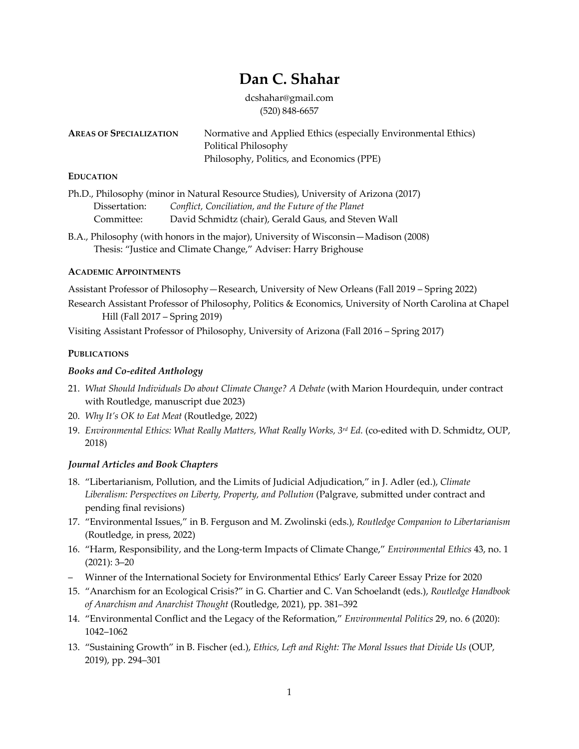# Dan C. Shahar

dcshahar@gmail.com
(520) 848-6657

**AREAS OF SPECIALIZATION**
Normative and Applied Ethics (especially Environmental Ethics)
Political Philosophy
Philosophy, Politics, and Economics (PPE)

## EDUCATION

Ph.D., Philosophy (minor in Natural Resource Studies), University of Arizona (2017)
Dissertation: *Conflict, Conciliation, and the Future of the Planet*
Committee: David Schmidtz (chair), Gerald Gaus, and Steven Wall

B.A., Philosophy (with honors in the major), University of Wisconsin—Madison (2008)
Thesis: "Justice and Climate Change," Adviser: Harry Brighouse

## ACADEMIC APPOINTMENTS

Assistant Professor of Philosophy—Research, University of New Orleans (Fall 2019 – Spring 2022)

Research Assistant Professor of Philosophy, Politics & Economics, University of North Carolina at Chapel Hill (Fall 2017 – Spring 2019)

Visiting Assistant Professor of Philosophy, University of Arizona (Fall 2016 – Spring 2017)

## PUBLICATIONS

### *Books and Co-edited Anthology*

21. *What Should Individuals Do about Climate Change? A Debate* (with Marion Hourdequin, under contract with Routledge, manuscript due 2023)
20. *Why It's OK to Eat Meat* (Routledge, 2022)
19. *Environmental Ethics: What Really Matters, What Really Works, 3rd Ed.* (co-edited with D. Schmidtz, OUP, 2018)

### *Journal Articles and Book Chapters*

18. "Libertarianism, Pollution, and the Limits of Judicial Adjudication," in J. Adler (ed.), *Climate Liberalism: Perspectives on Liberty, Property, and Pollution* (Palgrave, submitted under contract and pending final revisions)
17. "Environmental Issues," in B. Ferguson and M. Zwolinski (eds.), *Routledge Companion to Libertarianism* (Routledge, in press, 2022)
16. "Harm, Responsibility, and the Long-term Impacts of Climate Change," *Environmental Ethics* 43, no. 1 (2021): 3–20
– Winner of the International Society for Environmental Ethics' Early Career Essay Prize for 2020
15. "Anarchism for an Ecological Crisis?" in G. Chartier and C. Van Schoelandt (eds.), *Routledge Handbook of Anarchism and Anarchist Thought* (Routledge, 2021), pp. 381–392
14. "Environmental Conflict and the Legacy of the Reformation," *Environmental Politics* 29, no. 6 (2020): 1042–1062
13. "Sustaining Growth" in B. Fischer (ed.), *Ethics, Left and Right: The Moral Issues that Divide Us* (OUP, 2019), pp. 294–301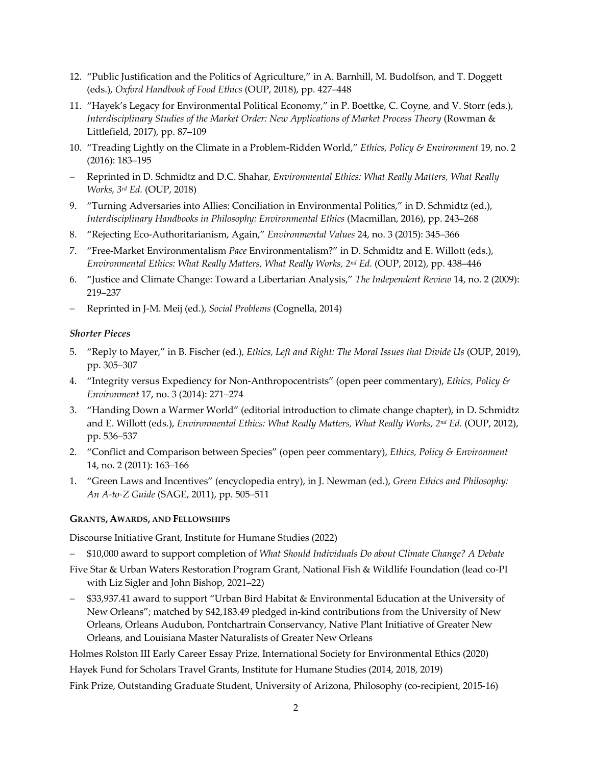12. "Public Justification and the Politics of Agriculture," in A. Barnhill, M. Budolfson, and T. Doggett (eds.), *Oxford Handbook of Food Ethics* (OUP, 2018), pp. 427–448
11. "Hayek's Legacy for Environmental Political Economy," in P. Boettke, C. Coyne, and V. Storr (eds.), *Interdisciplinary Studies of the Market Order: New Applications of Market Process Theory* (Rowman & Littlefield, 2017), pp. 87–109
10. "Treading Lightly on the Climate in a Problem-Ridden World," *Ethics, Policy & Environment* 19, no. 2 (2016): 183–195
   – Reprinted in D. Schmidtz and D.C. Shahar, *Environmental Ethics: What Really Matters, What Really Works, 3rd Ed.* (OUP, 2018)
9. "Turning Adversaries into Allies: Conciliation in Environmental Politics," in D. Schmidtz (ed.), *Interdisciplinary Handbooks in Philosophy: Environmental Ethics* (Macmillan, 2016), pp. 243–268
8. "Rejecting Eco-Authoritarianism, Again," *Environmental Values* 24, no. 3 (2015): 345–366
7. "Free-Market Environmentalism *Pace* Environmentalism?" in D. Schmidtz and E. Willott (eds.), *Environmental Ethics: What Really Matters, What Really Works, 2nd Ed.* (OUP, 2012), pp. 438–446
6. "Justice and Climate Change: Toward a Libertarian Analysis," *The Independent Review* 14, no. 2 (2009): 219–237
   – Reprinted in J-M. Meij (ed.), *Social Problems* (Cognella, 2014)

### *Shorter Pieces*

5. "Reply to Mayer," in B. Fischer (ed.), *Ethics, Left and Right: The Moral Issues that Divide Us* (OUP, 2019), pp. 305–307
4. "Integrity versus Expediency for Non-Anthropocentrists" (open peer commentary), *Ethics, Policy & Environment* 17, no. 3 (2014): 271–274
3. "Handing Down a Warmer World" (editorial introduction to climate change chapter), in D. Schmidtz and E. Willott (eds.), *Environmental Ethics: What Really Matters, What Really Works, 2nd Ed.* (OUP, 2012), pp. 536–537
2. "Conflict and Comparison between Species" (open peer commentary), *Ethics, Policy & Environment* 14, no. 2 (2011): 163–166
1. "Green Laws and Incentives" (encyclopedia entry), in J. Newman (ed.), *Green Ethics and Philosophy: An A-to-Z Guide* (SAGE, 2011), pp. 505–511

## **GRANTS, AWARDS, AND FELLOWSHIPS**

Discourse Initiative Grant, Institute for Humane Studies (2022)

– $10,000 award to support completion of *What Should Individuals Do about Climate Change? A Debate*

Five Star & Urban Waters Restoration Program Grant, National Fish & Wildlife Foundation (lead co-PI with Liz Sigler and John Bishop, 2021–22)

– $33,937.41 award to support "Urban Bird Habitat & Environmental Education at the University of New Orleans"; matched by $42,183.49 pledged in-kind contributions from the University of New Orleans, Orleans Audubon, Pontchartrain Conservancy, Native Plant Initiative of Greater New Orleans, and Louisiana Master Naturalists of Greater New Orleans

Holmes Rolston III Early Career Essay Prize, International Society for Environmental Ethics (2020)

Hayek Fund for Scholars Travel Grants, Institute for Humane Studies (2014, 2018, 2019)

Fink Prize, Outstanding Graduate Student, University of Arizona, Philosophy (co-recipient, 2015-16)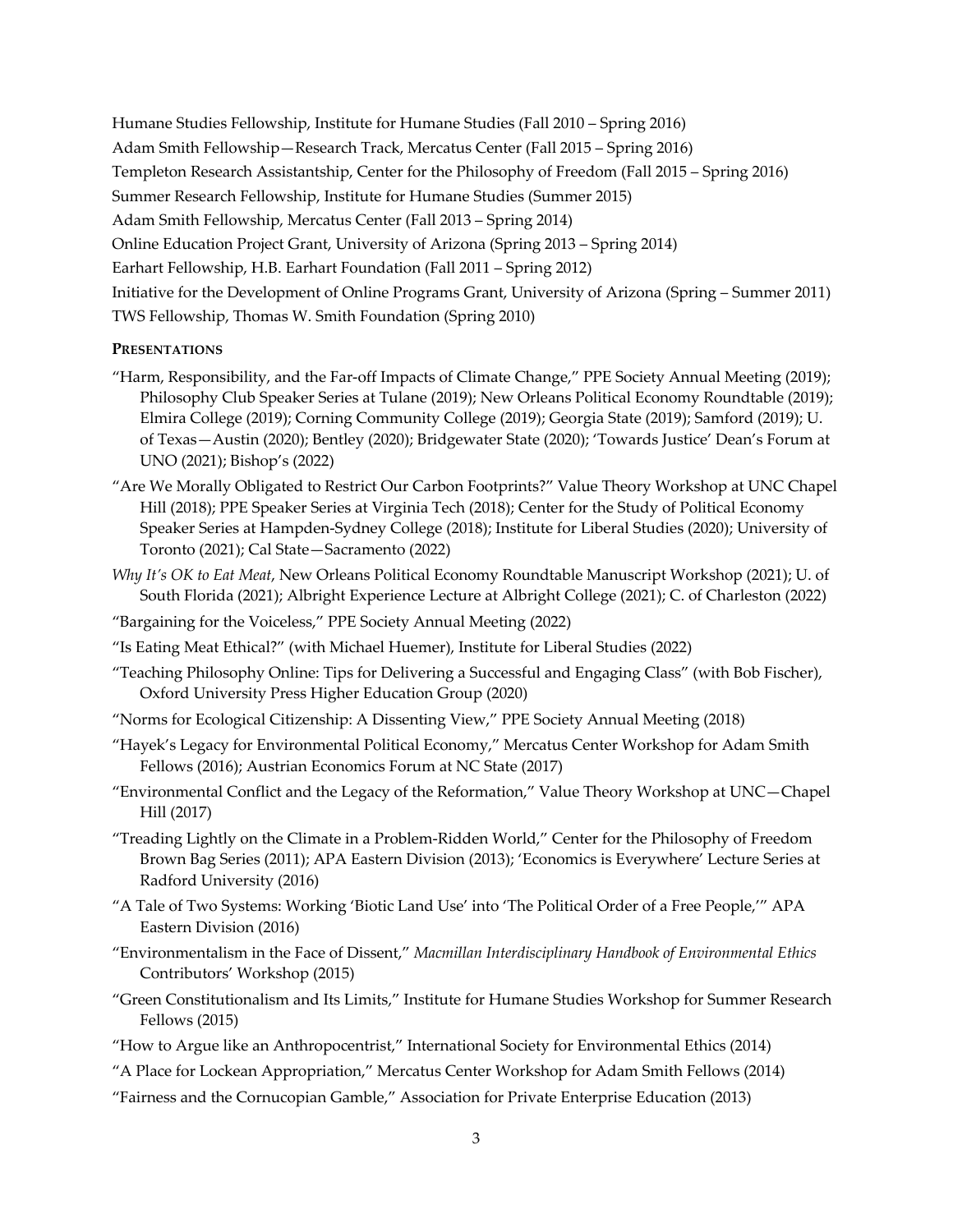Humane Studies Fellowship, Institute for Humane Studies (Fall 2010 – Spring 2016)

Adam Smith Fellowship—Research Track, Mercatus Center (Fall 2015 – Spring 2016)

Templeton Research Assistantship, Center for the Philosophy of Freedom (Fall 2015 – Spring 2016)

Summer Research Fellowship, Institute for Humane Studies (Summer 2015)

Adam Smith Fellowship, Mercatus Center (Fall 2013 – Spring 2014)

Online Education Project Grant, University of Arizona (Spring 2013 – Spring 2014)

Earhart Fellowship, H.B. Earhart Foundation (Fall 2011 – Spring 2012)

Initiative for the Development of Online Programs Grant, University of Arizona (Spring – Summer 2011)

TWS Fellowship, Thomas W. Smith Foundation (Spring 2010)

**PRESENTATIONS**

"Harm, Responsibility, and the Far-off Impacts of Climate Change," PPE Society Annual Meeting (2019); Philosophy Club Speaker Series at Tulane (2019); New Orleans Political Economy Roundtable (2019); Elmira College (2019); Corning Community College (2019); Georgia State (2019); Samford (2019); U. of Texas—Austin (2020); Bentley (2020); Bridgewater State (2020); 'Towards Justice' Dean's Forum at UNO (2021); Bishop's (2022)

"Are We Morally Obligated to Restrict Our Carbon Footprints?" Value Theory Workshop at UNC Chapel Hill (2018); PPE Speaker Series at Virginia Tech (2018); Center for the Study of Political Economy Speaker Series at Hampden-Sydney College (2018); Institute for Liberal Studies (2020); University of Toronto (2021); Cal State—Sacramento (2022)

*Why It's OK to Eat Meat*, New Orleans Political Economy Roundtable Manuscript Workshop (2021); U. of South Florida (2021); Albright Experience Lecture at Albright College (2021); C. of Charleston (2022)

"Bargaining for the Voiceless," PPE Society Annual Meeting (2022)

"Is Eating Meat Ethical?" (with Michael Huemer), Institute for Liberal Studies (2022)

"Teaching Philosophy Online: Tips for Delivering a Successful and Engaging Class" (with Bob Fischer), Oxford University Press Higher Education Group (2020)

"Norms for Ecological Citizenship: A Dissenting View," PPE Society Annual Meeting (2018)

"Hayek's Legacy for Environmental Political Economy," Mercatus Center Workshop for Adam Smith Fellows (2016); Austrian Economics Forum at NC State (2017)

"Environmental Conflict and the Legacy of the Reformation," Value Theory Workshop at UNC—Chapel Hill (2017)

"Treading Lightly on the Climate in a Problem-Ridden World," Center for the Philosophy of Freedom Brown Bag Series (2011); APA Eastern Division (2013); 'Economics is Everywhere' Lecture Series at Radford University (2016)

"A Tale of Two Systems: Working 'Biotic Land Use' into 'The Political Order of a Free People,'" APA Eastern Division (2016)

"Environmentalism in the Face of Dissent," *Macmillan Interdisciplinary Handbook of Environmental Ethics* Contributors' Workshop (2015)

"Green Constitutionalism and Its Limits," Institute for Humane Studies Workshop for Summer Research Fellows (2015)

"How to Argue like an Anthropocentrist," International Society for Environmental Ethics (2014)

"A Place for Lockean Appropriation," Mercatus Center Workshop for Adam Smith Fellows (2014)

"Fairness and the Cornucopian Gamble," Association for Private Enterprise Education (2013)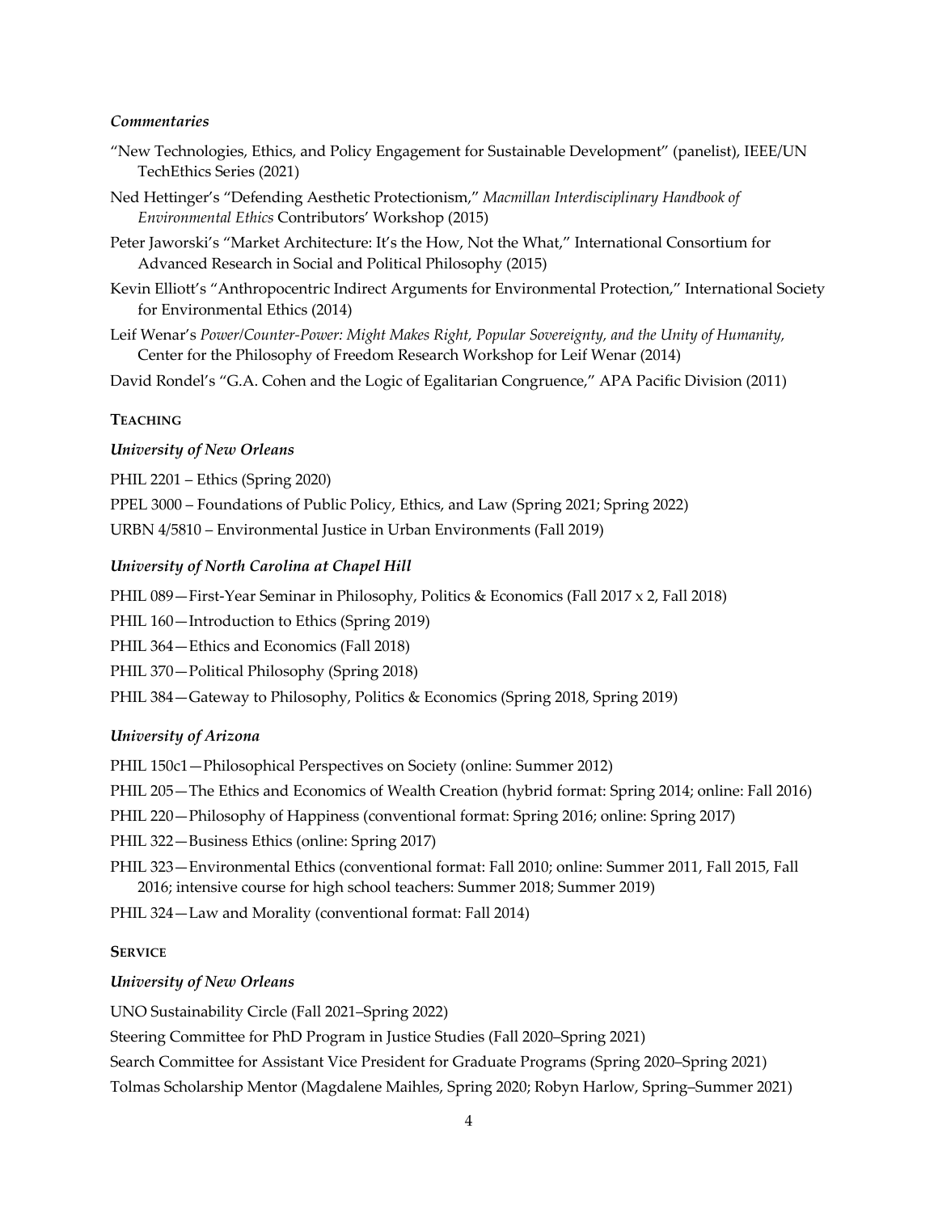### *Commentaries*

"New Technologies, Ethics, and Policy Engagement for Sustainable Development" (panelist), IEEE/UN TechEthics Series (2021)

Ned Hettinger's "Defending Aesthetic Protectionism," *Macmillan Interdisciplinary Handbook of Environmental Ethics* Contributors' Workshop (2015)

Peter Jaworski's "Market Architecture: It's the How, Not the What," International Consortium for Advanced Research in Social and Political Philosophy (2015)

Kevin Elliott's "Anthropocentric Indirect Arguments for Environmental Protection," International Society for Environmental Ethics (2014)

Leif Wenar's *Power/Counter-Power: Might Makes Right, Popular Sovereignty, and the Unity of Humanity,* Center for the Philosophy of Freedom Research Workshop for Leif Wenar (2014)

David Rondel's "G.A. Cohen and the Logic of Egalitarian Congruence," APA Pacific Division (2011)

## **TEACHING**

### *University of New Orleans*

PHIL 2201 – Ethics (Spring 2020)

PPEL 3000 – Foundations of Public Policy, Ethics, and Law (Spring 2021; Spring 2022)

URBN 4/5810 – Environmental Justice in Urban Environments (Fall 2019)

### *University of North Carolina at Chapel Hill*

PHIL 089—First-Year Seminar in Philosophy, Politics & Economics (Fall 2017 x 2, Fall 2018)

PHIL 160—Introduction to Ethics (Spring 2019)

PHIL 364—Ethics and Economics (Fall 2018)

PHIL 370—Political Philosophy (Spring 2018)

PHIL 384—Gateway to Philosophy, Politics & Economics (Spring 2018, Spring 2019)

### *University of Arizona*

PHIL 150c1—Philosophical Perspectives on Society (online: Summer 2012)

PHIL 205—The Ethics and Economics of Wealth Creation (hybrid format: Spring 2014; online: Fall 2016)

PHIL 220—Philosophy of Happiness (conventional format: Spring 2016; online: Spring 2017)

PHIL 322—Business Ethics (online: Spring 2017)

PHIL 323—Environmental Ethics (conventional format: Fall 2010; online: Summer 2011, Fall 2015, Fall 2016; intensive course for high school teachers: Summer 2018; Summer 2019)

PHIL 324—Law and Morality (conventional format: Fall 2014)

## **SERVICE**

### *University of New Orleans*

UNO Sustainability Circle (Fall 2021–Spring 2022)

Steering Committee for PhD Program in Justice Studies (Fall 2020–Spring 2021)

Search Committee for Assistant Vice President for Graduate Programs (Spring 2020–Spring 2021)

Tolmas Scholarship Mentor (Magdalene Maihles, Spring 2020; Robyn Harlow, Spring–Summer 2021)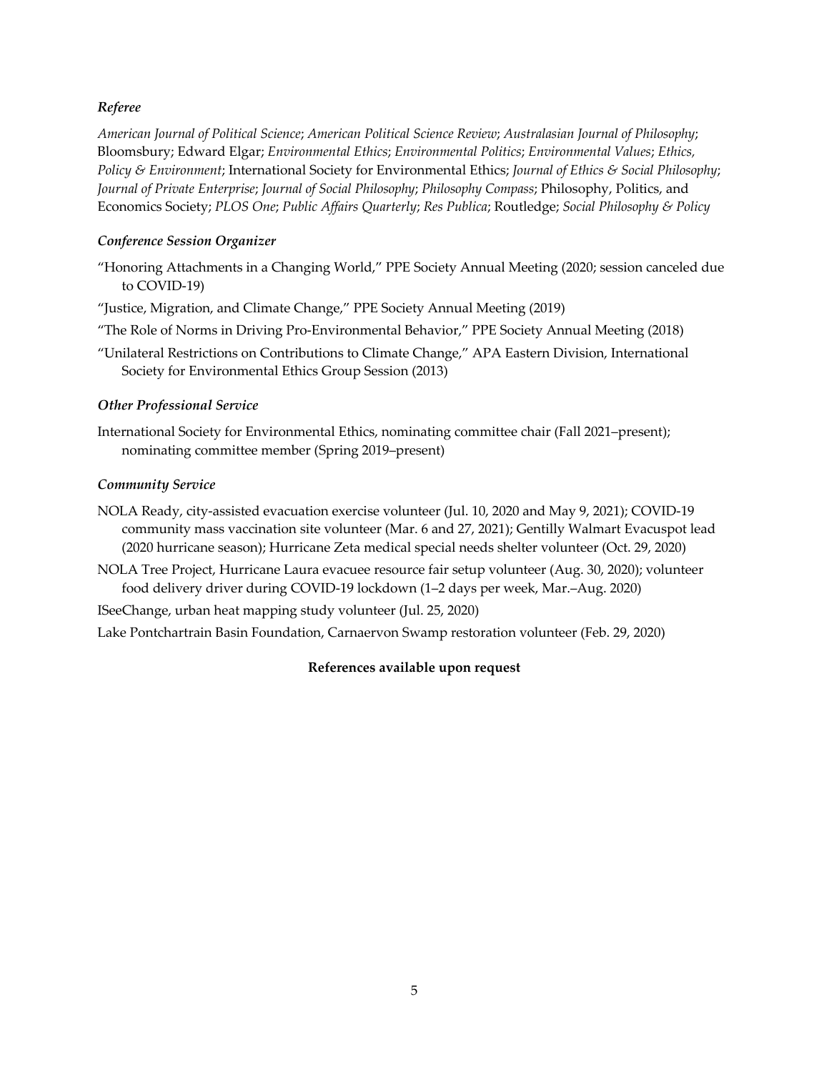*Referee*

*American Journal of Political Science*; *American Political Science Review*; *Australasian Journal of Philosophy*; Bloomsbury; Edward Elgar; *Environmental Ethics*; *Environmental Politics*; *Environmental Values*; *Ethics, Policy & Environment*; International Society for Environmental Ethics; *Journal of Ethics & Social Philosophy*; *Journal of Private Enterprise*; *Journal of Social Philosophy*; *Philosophy Compass*; Philosophy, Politics, and Economics Society; *PLOS One*; *Public Affairs Quarterly*; *Res Publica*; Routledge; *Social Philosophy & Policy*

*Conference Session Organizer*

"Honoring Attachments in a Changing World," PPE Society Annual Meeting (2020; session canceled due to COVID-19)

"Justice, Migration, and Climate Change," PPE Society Annual Meeting (2019)

"The Role of Norms in Driving Pro-Environmental Behavior," PPE Society Annual Meeting (2018)

"Unilateral Restrictions on Contributions to Climate Change," APA Eastern Division, International Society for Environmental Ethics Group Session (2013)

*Other Professional Service*

International Society for Environmental Ethics, nominating committee chair (Fall 2021–present); nominating committee member (Spring 2019–present)

*Community Service*

NOLA Ready, city-assisted evacuation exercise volunteer (Jul. 10, 2020 and May 9, 2021); COVID-19 community mass vaccination site volunteer (Mar. 6 and 27, 2021); Gentilly Walmart Evacuspot lead (2020 hurricane season); Hurricane Zeta medical special needs shelter volunteer (Oct. 29, 2020)

NOLA Tree Project, Hurricane Laura evacuee resource fair setup volunteer (Aug. 30, 2020); volunteer food delivery driver during COVID-19 lockdown (1–2 days per week, Mar.–Aug. 2020)

ISeeChange, urban heat mapping study volunteer (Jul. 25, 2020)

Lake Pontchartrain Basin Foundation, Carnaervon Swamp restoration volunteer (Feb. 29, 2020)

**References available upon request**